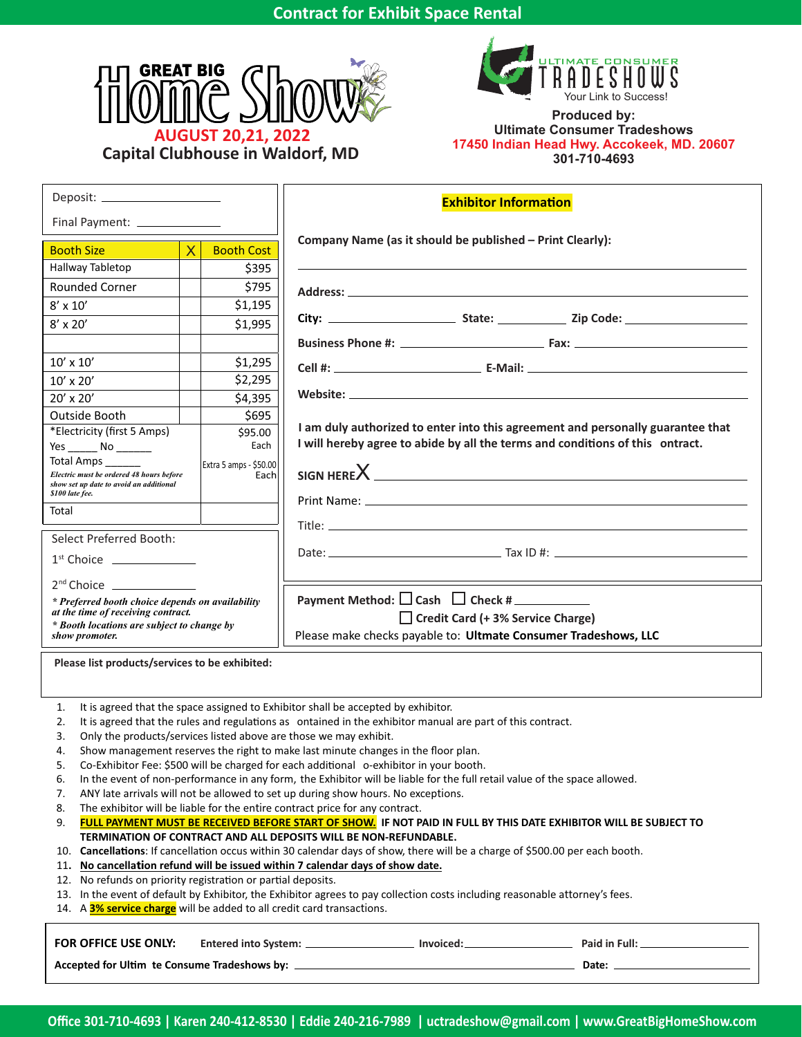# Contract for Exhibit Space Rental

**GREAT BIG Home Show**
**AUGUST 20,21, 2022**
**Capital Clubhouse in Waldorf, MD**

ULTIMATE CONSUMER TRADESHOWS
Your Link to Success!

**Produced by:**
**Ultimate Consumer Tradeshows**
**17450 Indian Head Hwy. Accokeek, MD. 20607**
**301-710-4693**

Deposit: ____________________

Final Payment: ________________

| Booth Size | X | Booth Cost |
|---|---|---|
| Hallway Tabletop | | $395 |
| Rounded Corner | | $795 |
| 8' x 10' | | $1,195 |
| 8' x 20' | | $1,995 |
| | | |
| 10' x 10' | | $1,295 |
| 10' x 20' | | $2,295 |
| 20' x 20' | | $4,395 |
| Outside Booth | | $695 |
| *Electricity (first 5 Amps) Yes _____ No ______ Total Amps ______ *Electric must be ordered 48 hours before show set up date to avoid an additional $100 late fee.* | | $95.00 Each; Extra 5 amps - $50.00 Each |
| Total | | |

Select Preferred Booth:

1st Choice ______________

2nd Choice ______________

*\* Preferred booth choice depends on availability at the time of receiving contract.*
*\* Booth locations are subject to change by show promoter.*

## Exhibitor Information

**Company Name (as it should be published – Print Clearly):**

________________________________________________

**Address:** ________________________________________

**City:** ________________ **State:** __________ **Zip Code:** ______________

**Business Phone #:** __________________ **Fax:** ____________________

**Cell #:** __________________ **E-Mail:** ______________________

**Website:** ________________________________________

**I am duly authorized to enter into this agreement and personally guarantee that I will hereby agree to abide by all the terms and conditions of this ontract.**

**SIGN HERE** X ________________________________________

Print Name: ________________________________________

Title: ________________________________________

Date: ____________________ Tax ID #: ____________________

**Payment Method:** ☐ **Cash** ☐ **Check #** __________
☐ **Credit Card (+ 3% Service Charge)**
Please make checks payable to: **Ultmate Consumer Tradeshows, LLC**

**Please list products/services to be exhibited:**

1. It is agreed that the space assigned to Exhibitor shall be accepted by exhibitor.
2. It is agreed that the rules and regulations as ontained in the exhibitor manual are part of this contract.
3. Only the products/services listed above are those we may exhibit.
4. Show management reserves the right to make last minute changes in the floor plan.
5. Co-Exhibitor Fee: $500 will be charged for each additional o-exhibitor in your booth.
6. In the event of non-performance in any form, the Exhibitor will be liable for the full retail value of the space allowed.
7. ANY late arrivals will not be allowed to set up during show hours. No exceptions.
8. The exhibitor will be liable for the entire contract price for any contract.
9. **FULL PAYMENT MUST BE RECEIVED BEFORE START OF SHOW. IF NOT PAID IN FULL BY THIS DATE EXHIBITOR WILL BE SUBJECT TO TERMINATION OF CONTRACT AND ALL DEPOSITS WILL BE NON-REFUNDABLE.**
10. **Cancellations**: If cancellation occus within 30 calendar days of show, there will be a charge of $500.00 per each booth.
11. **No cancellation refund will be issued within 7 calendar days of show date.**
12. No refunds on priority registration or partial deposits.
13. In the event of default by Exhibitor, the Exhibitor agrees to pay collection costs including reasonable attorney's fees.
14. A **3% service charge** will be added to all credit card transactions.

**FOR OFFICE USE ONLY:** **Entered into System:** ______________ **Invoiced:** ______________ **Paid in Full:** ______________

**Accepted for Ultim te Consume Tradeshows by:** ______________________________ **Date:** ______________

**Office 301-710-4693 | Karen 240-412-8530 | Eddie 240-216-7989 | uctradeshow@gmail.com | www.GreatBigHomeShow.com**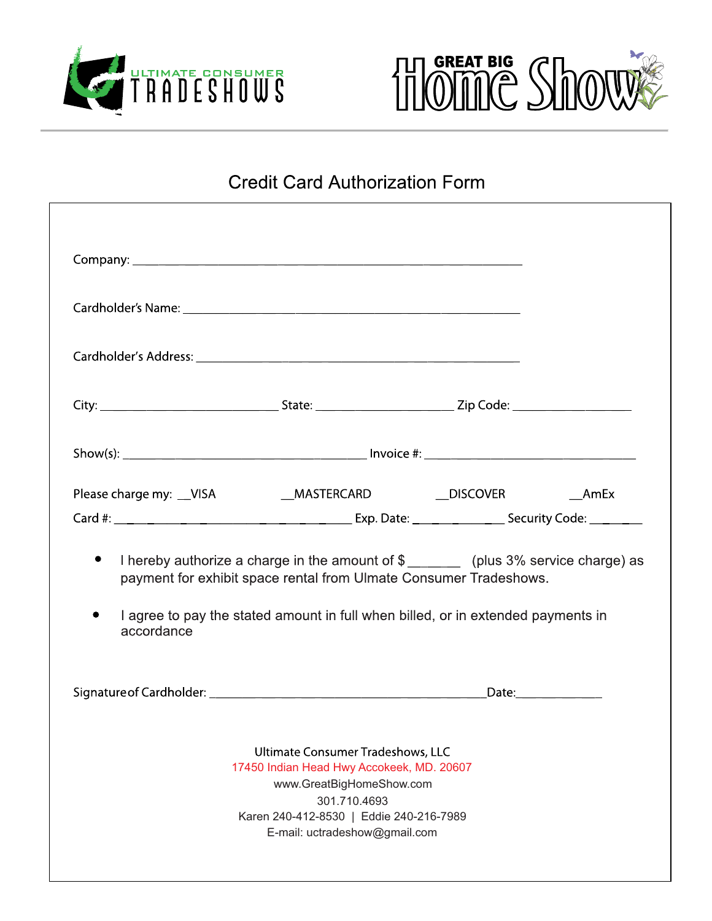ULTIMATE CONSUMER TRADESHOWS

GREAT BIG Home Show

# Credit Card Authorization Form

Company: ___________________________________________________________

Cardholder's Name: ____________________________________________________

Cardholder's Address: __________________________________________________

City: ___________________________ State: ____________________ Zip Code: _________________

Show(s): ____________________________________ Invoice #: _______________________________

Please charge my: __VISA __MASTERCARD __DISCOVER __AmEx

Card #: ___________________________________ Exp. Date: _____________ Security Code: ________

- I hereby authorize a charge in the amount of $_______ (plus 3% service charge) as payment for exhibit space rental from Ulmate Consumer Tradeshows.
- I agree to pay the stated amount in full when billed, or in extended payments in accordance

Signature of Cardholder: __________________________________________ Date:_____________

Ultimate Consumer Tradeshows, LLC  
17450 Indian Head Hwy Accokeek, MD. 20607  
www.GreatBigHomeShow.com  
301.710.4693  
Karen 240-412-8530 | Eddie 240-216-7989  
E-mail: uctradeshow@gmail.com